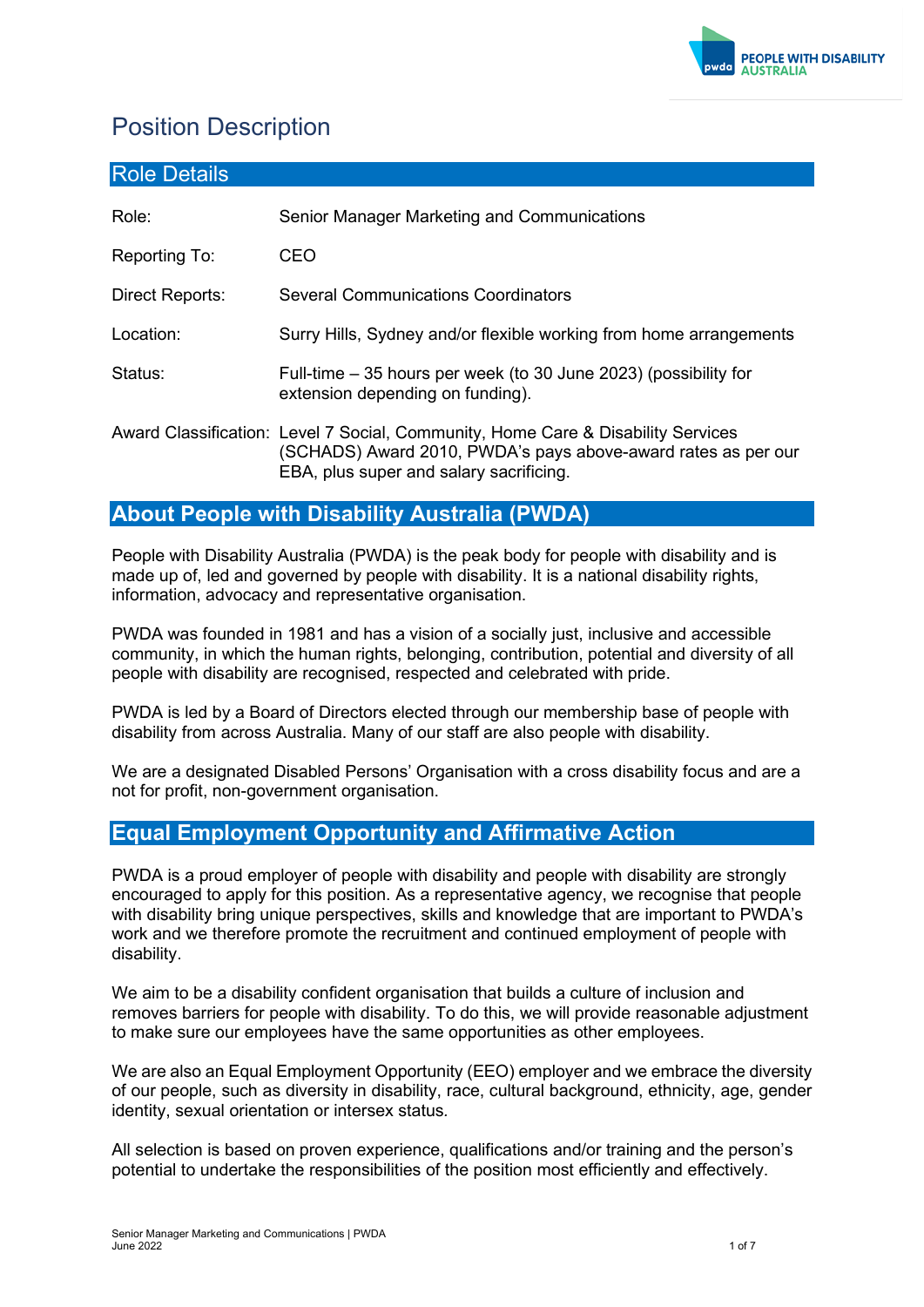# Position Description

## Role Details

| | |
|---|---|
| Role: | Senior Manager Marketing and Communications |
| Reporting To: | CEO |
| Direct Reports: | Several Communications Coordinators |
| Location: | Surry Hills, Sydney and/or flexible working from home arrangements |
| Status: | Full-time – 35 hours per week (to 30 June 2023) (possibility for extension depending on funding). |
| Award Classification: | Level 7 Social, Community, Home Care & Disability Services (SCHADS) Award 2010, PWDA's pays above-award rates as per our EBA, plus super and salary sacrificing. |

## About People with Disability Australia (PWDA)

People with Disability Australia (PWDA) is the peak body for people with disability and is made up of, led and governed by people with disability. It is a national disability rights, information, advocacy and representative organisation.

PWDA was founded in 1981 and has a vision of a socially just, inclusive and accessible community, in which the human rights, belonging, contribution, potential and diversity of all people with disability are recognised, respected and celebrated with pride.

PWDA is led by a Board of Directors elected through our membership base of people with disability from across Australia. Many of our staff are also people with disability.

We are a designated Disabled Persons' Organisation with a cross disability focus and are a not for profit, non-government organisation.

## Equal Employment Opportunity and Affirmative Action

PWDA is a proud employer of people with disability and people with disability are strongly encouraged to apply for this position. As a representative agency, we recognise that people with disability bring unique perspectives, skills and knowledge that are important to PWDA's work and we therefore promote the recruitment and continued employment of people with disability.

We aim to be a disability confident organisation that builds a culture of inclusion and removes barriers for people with disability. To do this, we will provide reasonable adjustment to make sure our employees have the same opportunities as other employees.

We are also an Equal Employment Opportunity (EEO) employer and we embrace the diversity of our people, such as diversity in disability, race, cultural background, ethnicity, age, gender identity, sexual orientation or intersex status.

All selection is based on proven experience, qualifications and/or training and the person's potential to undertake the responsibilities of the position most efficiently and effectively.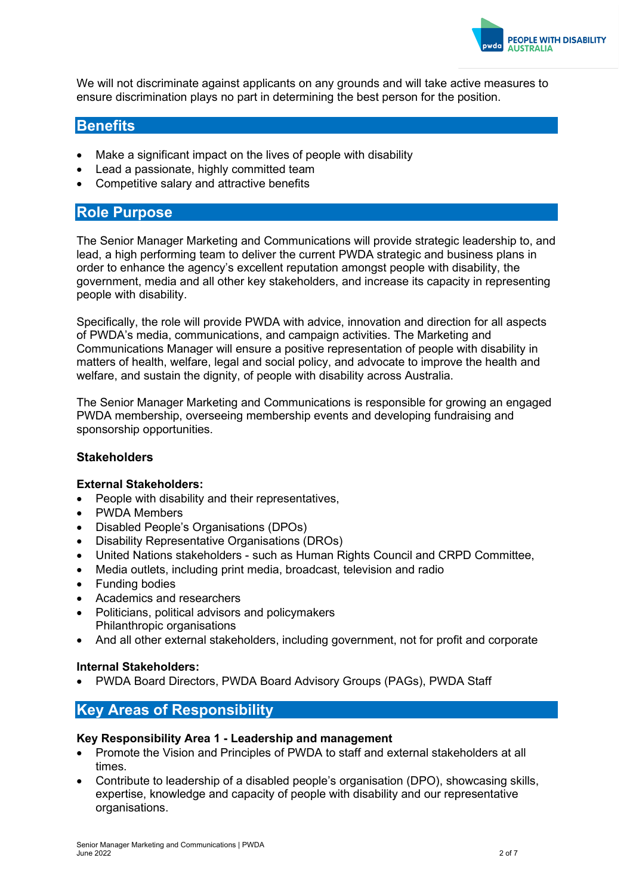We will not discriminate against applicants on any grounds and will take active measures to ensure discrimination plays no part in determining the best person for the position.

## Benefits

- Make a significant impact on the lives of people with disability
- Lead a passionate, highly committed team
- Competitive salary and attractive benefits

## Role Purpose

The Senior Manager Marketing and Communications will provide strategic leadership to, and lead, a high performing team to deliver the current PWDA strategic and business plans in order to enhance the agency's excellent reputation amongst people with disability, the government, media and all other key stakeholders, and increase its capacity in representing people with disability.

Specifically, the role will provide PWDA with advice, innovation and direction for all aspects of PWDA's media, communications, and campaign activities. The Marketing and Communications Manager will ensure a positive representation of people with disability in matters of health, welfare, legal and social policy, and advocate to improve the health and welfare, and sustain the dignity, of people with disability across Australia.

The Senior Manager Marketing and Communications is responsible for growing an engaged PWDA membership, overseeing membership events and developing fundraising and sponsorship opportunities.

**Stakeholders**

**External Stakeholders:**
- People with disability and their representatives,
- PWDA Members
- Disabled People's Organisations (DPOs)
- Disability Representative Organisations (DROs)
- United Nations stakeholders - such as Human Rights Council and CRPD Committee,
- Media outlets, including print media, broadcast, television and radio
- Funding bodies
- Academics and researchers
- Politicians, political advisors and policymakers
  Philanthropic organisations
- And all other external stakeholders, including government, not for profit and corporate

**Internal Stakeholders:**
- PWDA Board Directors, PWDA Board Advisory Groups (PAGs), PWDA Staff

## Key Areas of Responsibility

**Key Responsibility Area 1 - Leadership and management**
- Promote the Vision and Principles of PWDA to staff and external stakeholders at all times.
- Contribute to leadership of a disabled people's organisation (DPO), showcasing skills, expertise, knowledge and capacity of people with disability and our representative organisations.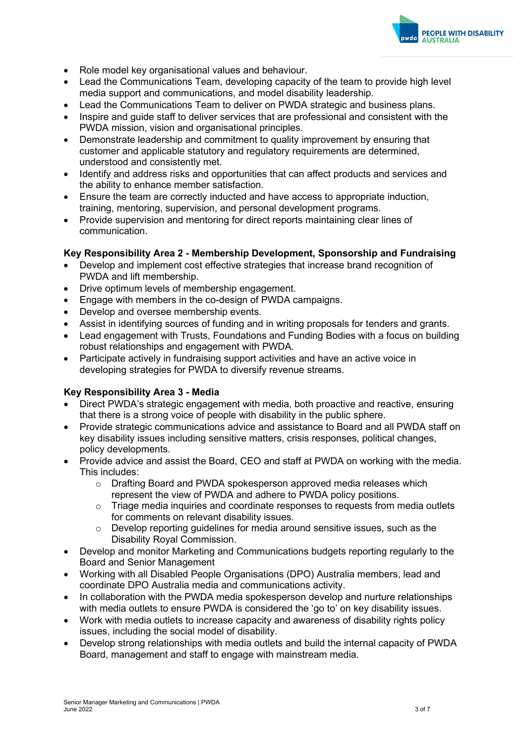- Role model key organisational values and behaviour.
- Lead the Communications Team, developing capacity of the team to provide high level media support and communications, and model disability leadership.
- Lead the Communications Team to deliver on PWDA strategic and business plans.
- Inspire and guide staff to deliver services that are professional and consistent with the PWDA mission, vision and organisational principles.
- Demonstrate leadership and commitment to quality improvement by ensuring that customer and applicable statutory and regulatory requirements are determined, understood and consistently met.
- Identify and address risks and opportunities that can affect products and services and the ability to enhance member satisfaction.
- Ensure the team are correctly inducted and have access to appropriate induction, training, mentoring, supervision, and personal development programs.
- Provide supervision and mentoring for direct reports maintaining clear lines of communication.

**Key Responsibility Area 2 - Membership Development, Sponsorship and Fundraising**

- Develop and implement cost effective strategies that increase brand recognition of PWDA and lift membership.
- Drive optimum levels of membership engagement.
- Engage with members in the co-design of PWDA campaigns.
- Develop and oversee membership events.
- Assist in identifying sources of funding and in writing proposals for tenders and grants.
- Lead engagement with Trusts, Foundations and Funding Bodies with a focus on building robust relationships and engagement with PWDA.
- Participate actively in fundraising support activities and have an active voice in developing strategies for PWDA to diversify revenue streams.

**Key Responsibility Area 3 - Media**

- Direct PWDA's strategic engagement with media, both proactive and reactive, ensuring that there is a strong voice of people with disability in the public sphere.
- Provide strategic communications advice and assistance to Board and all PWDA staff on key disability issues including sensitive matters, crisis responses, political changes, policy developments.
- Provide advice and assist the Board, CEO and staff at PWDA on working with the media. This includes:
  - Drafting Board and PWDA spokesperson approved media releases which represent the view of PWDA and adhere to PWDA policy positions.
  - Triage media inquiries and coordinate responses to requests from media outlets for comments on relevant disability issues.
  - Develop reporting guidelines for media around sensitive issues, such as the Disability Royal Commission.
- Develop and monitor Marketing and Communications budgets reporting regularly to the Board and Senior Management
- Working with all Disabled People Organisations (DPO) Australia members, lead and coordinate DPO Australia media and communications activity.
- In collaboration with the PWDA media spokesperson develop and nurture relationships with media outlets to ensure PWDA is considered the 'go to' on key disability issues.
- Work with media outlets to increase capacity and awareness of disability rights policy issues, including the social model of disability.
- Develop strong relationships with media outlets and build the internal capacity of PWDA Board, management and staff to engage with mainstream media.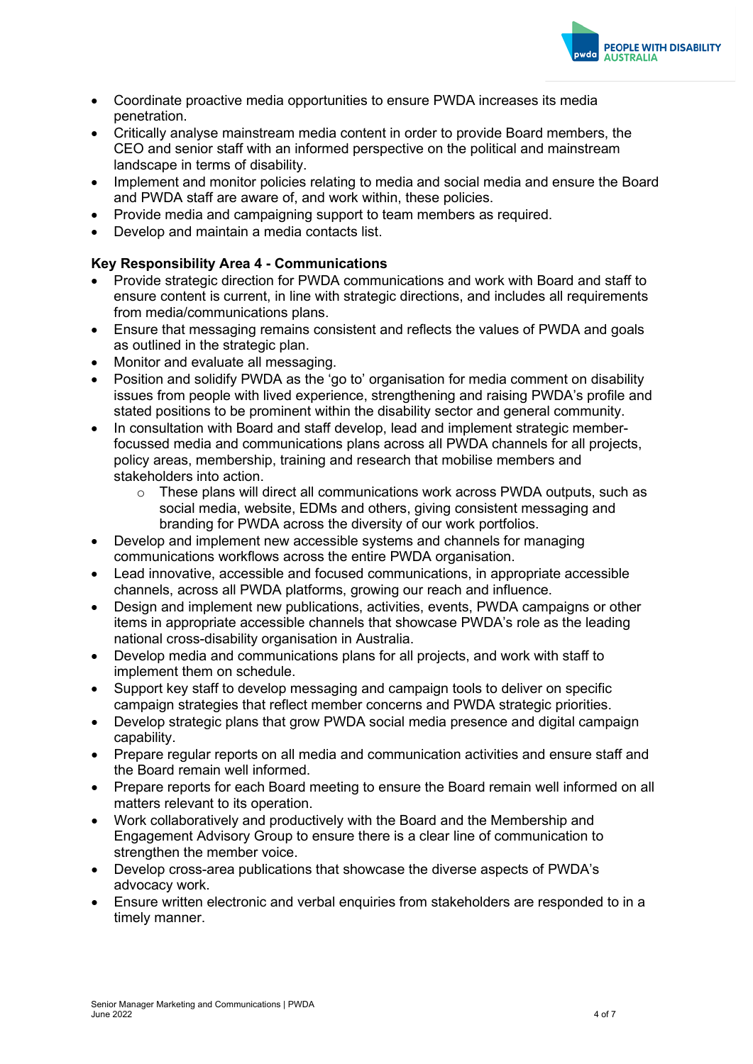- Coordinate proactive media opportunities to ensure PWDA increases its media penetration.
- Critically analyse mainstream media content in order to provide Board members, the CEO and senior staff with an informed perspective on the political and mainstream landscape in terms of disability.
- Implement and monitor policies relating to media and social media and ensure the Board and PWDA staff are aware of, and work within, these policies.
- Provide media and campaigning support to team members as required.
- Develop and maintain a media contacts list.

**Key Responsibility Area 4 - Communications**

- Provide strategic direction for PWDA communications and work with Board and staff to ensure content is current, in line with strategic directions, and includes all requirements from media/communications plans.
- Ensure that messaging remains consistent and reflects the values of PWDA and goals as outlined in the strategic plan.
- Monitor and evaluate all messaging.
- Position and solidify PWDA as the 'go to' organisation for media comment on disability issues from people with lived experience, strengthening and raising PWDA's profile and stated positions to be prominent within the disability sector and general community.
- In consultation with Board and staff develop, lead and implement strategic member-focussed media and communications plans across all PWDA channels for all projects, policy areas, membership, training and research that mobilise members and stakeholders into action.
    - These plans will direct all communications work across PWDA outputs, such as social media, website, EDMs and others, giving consistent messaging and branding for PWDA across the diversity of our work portfolios.
- Develop and implement new accessible systems and channels for managing communications workflows across the entire PWDA organisation.
- Lead innovative, accessible and focused communications, in appropriate accessible channels, across all PWDA platforms, growing our reach and influence.
- Design and implement new publications, activities, events, PWDA campaigns or other items in appropriate accessible channels that showcase PWDA's role as the leading national cross-disability organisation in Australia.
- Develop media and communications plans for all projects, and work with staff to implement them on schedule.
- Support key staff to develop messaging and campaign tools to deliver on specific campaign strategies that reflect member concerns and PWDA strategic priorities.
- Develop strategic plans that grow PWDA social media presence and digital campaign capability.
- Prepare regular reports on all media and communication activities and ensure staff and the Board remain well informed.
- Prepare reports for each Board meeting to ensure the Board remain well informed on all matters relevant to its operation.
- Work collaboratively and productively with the Board and the Membership and Engagement Advisory Group to ensure there is a clear line of communication to strengthen the member voice.
- Develop cross-area publications that showcase the diverse aspects of PWDA's advocacy work.
- Ensure written electronic and verbal enquiries from stakeholders are responded to in a timely manner.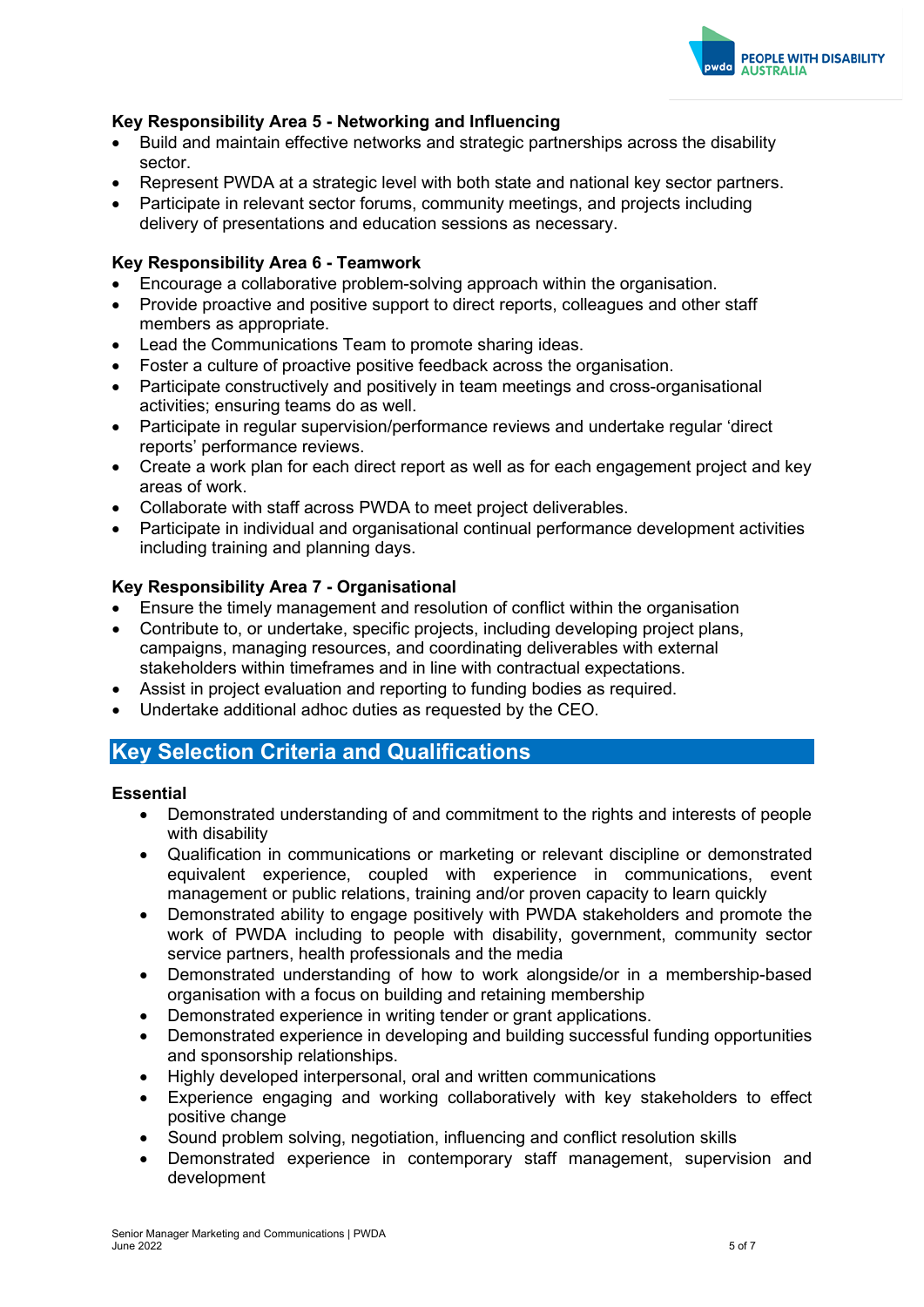### Key Responsibility Area 5 - Networking and Influencing

- Build and maintain effective networks and strategic partnerships across the disability sector.
- Represent PWDA at a strategic level with both state and national key sector partners.
- Participate in relevant sector forums, community meetings, and projects including delivery of presentations and education sessions as necessary.

### Key Responsibility Area 6 - Teamwork

- Encourage a collaborative problem-solving approach within the organisation.
- Provide proactive and positive support to direct reports, colleagues and other staff members as appropriate.
- Lead the Communications Team to promote sharing ideas.
- Foster a culture of proactive positive feedback across the organisation.
- Participate constructively and positively in team meetings and cross-organisational activities; ensuring teams do as well.
- Participate in regular supervision/performance reviews and undertake regular 'direct reports' performance reviews.
- Create a work plan for each direct report as well as for each engagement project and key areas of work.
- Collaborate with staff across PWDA to meet project deliverables.
- Participate in individual and organisational continual performance development activities including training and planning days.

### Key Responsibility Area 7 - Organisational

- Ensure the timely management and resolution of conflict within the organisation
- Contribute to, or undertake, specific projects, including developing project plans, campaigns, managing resources, and coordinating deliverables with external stakeholders within timeframes and in line with contractual expectations.
- Assist in project evaluation and reporting to funding bodies as required.
- Undertake additional adhoc duties as requested by the CEO.

## Key Selection Criteria and Qualifications

### Essential

- Demonstrated understanding of and commitment to the rights and interests of people with disability
- Qualification in communications or marketing or relevant discipline or demonstrated equivalent experience, coupled with experience in communications, event management or public relations, training and/or proven capacity to learn quickly
- Demonstrated ability to engage positively with PWDA stakeholders and promote the work of PWDA including to people with disability, government, community sector service partners, health professionals and the media
- Demonstrated understanding of how to work alongside/or in a membership-based organisation with a focus on building and retaining membership
- Demonstrated experience in writing tender or grant applications.
- Demonstrated experience in developing and building successful funding opportunities and sponsorship relationships.
- Highly developed interpersonal, oral and written communications
- Experience engaging and working collaboratively with key stakeholders to effect positive change
- Sound problem solving, negotiation, influencing and conflict resolution skills
- Demonstrated experience in contemporary staff management, supervision and development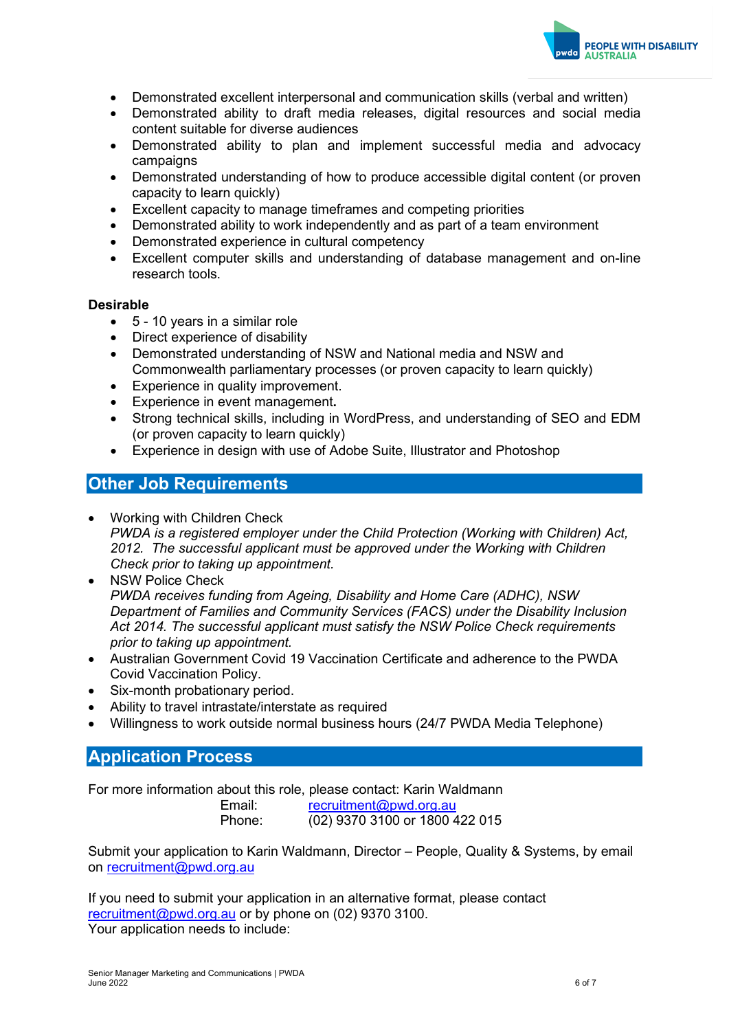- Demonstrated excellent interpersonal and communication skills (verbal and written)
- Demonstrated ability to draft media releases, digital resources and social media content suitable for diverse audiences
- Demonstrated ability to plan and implement successful media and advocacy campaigns
- Demonstrated understanding of how to produce accessible digital content (or proven capacity to learn quickly)
- Excellent capacity to manage timeframes and competing priorities
- Demonstrated ability to work independently and as part of a team environment
- Demonstrated experience in cultural competency
- Excellent computer skills and understanding of database management and on-line research tools.

**Desirable**

- 5 - 10 years in a similar role
- Direct experience of disability
- Demonstrated understanding of NSW and National media and NSW and Commonwealth parliamentary processes (or proven capacity to learn quickly)
- Experience in quality improvement.
- Experience in event management**.**
- Strong technical skills, including in WordPress, and understanding of SEO and EDM (or proven capacity to learn quickly)
- Experience in design with use of Adobe Suite, Illustrator and Photoshop

## Other Job Requirements

- Working with Children Check
  *PWDA is a registered employer under the Child Protection (Working with Children) Act, 2012. The successful applicant must be approved under the Working with Children Check prior to taking up appointment.*
- NSW Police Check
  *PWDA receives funding from Ageing, Disability and Home Care (ADHC), NSW Department of Families and Community Services (FACS) under the Disability Inclusion Act 2014. The successful applicant must satisfy the NSW Police Check requirements prior to taking up appointment.*
- Australian Government Covid 19 Vaccination Certificate and adherence to the PWDA Covid Vaccination Policy.
- Six-month probationary period.
- Ability to travel intrastate/interstate as required
- Willingness to work outside normal business hours (24/7 PWDA Media Telephone)

## Application Process

For more information about this role, please contact: Karin Waldmann

Email: recruitment@pwd.org.au
Phone: (02) 9370 3100 or 1800 422 015

Submit your application to Karin Waldmann, Director – People, Quality & Systems, by email on recruitment@pwd.org.au

If you need to submit your application in an alternative format, please contact recruitment@pwd.org.au or by phone on (02) 9370 3100.
Your application needs to include: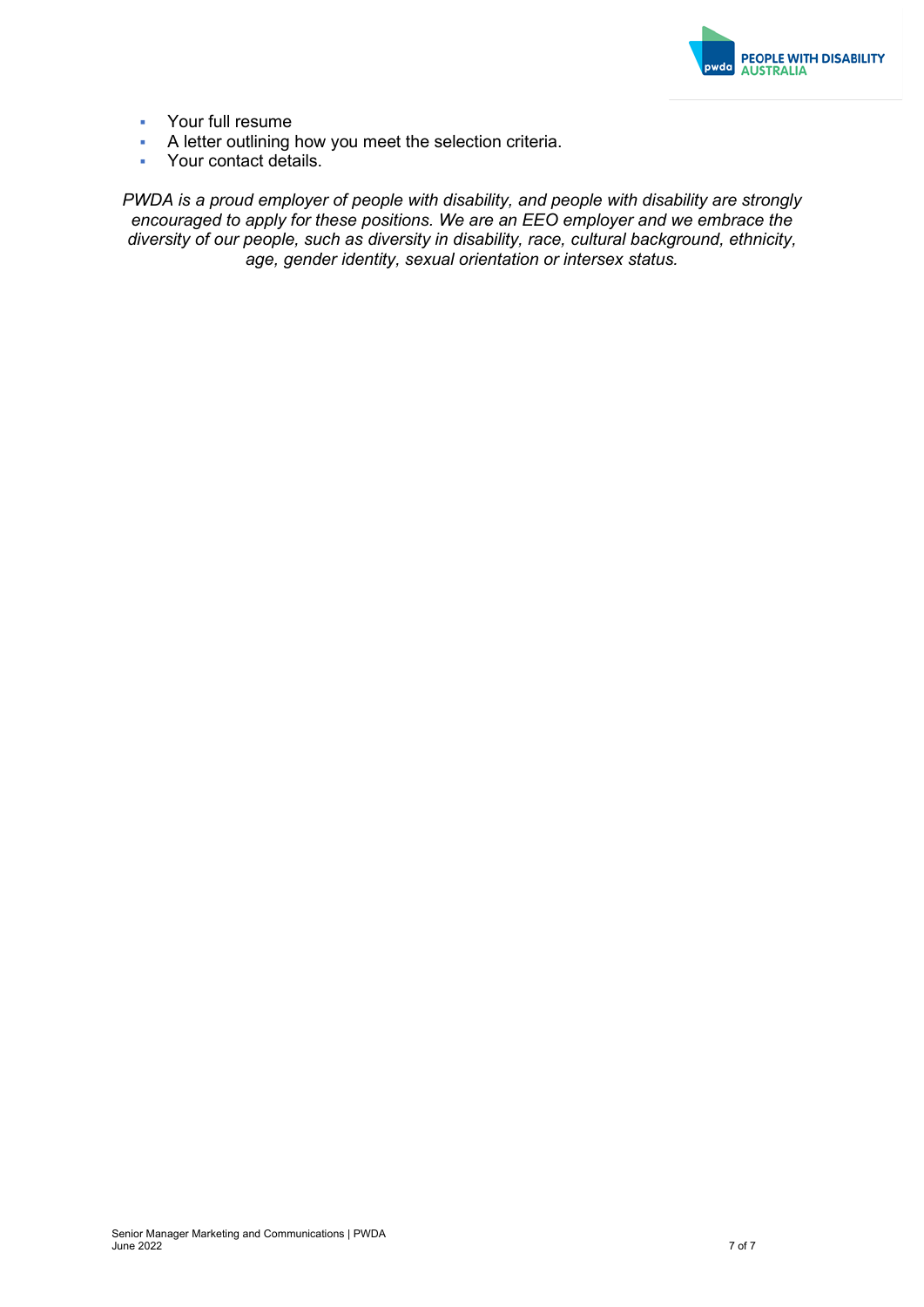- Your full resume
- A letter outlining how you meet the selection criteria.
- Your contact details.

*PWDA is a proud employer of people with disability, and people with disability are strongly encouraged to apply for these positions. We are an EEO employer and we embrace the diversity of our people, such as diversity in disability, race, cultural background, ethnicity, age, gender identity, sexual orientation or intersex status.*